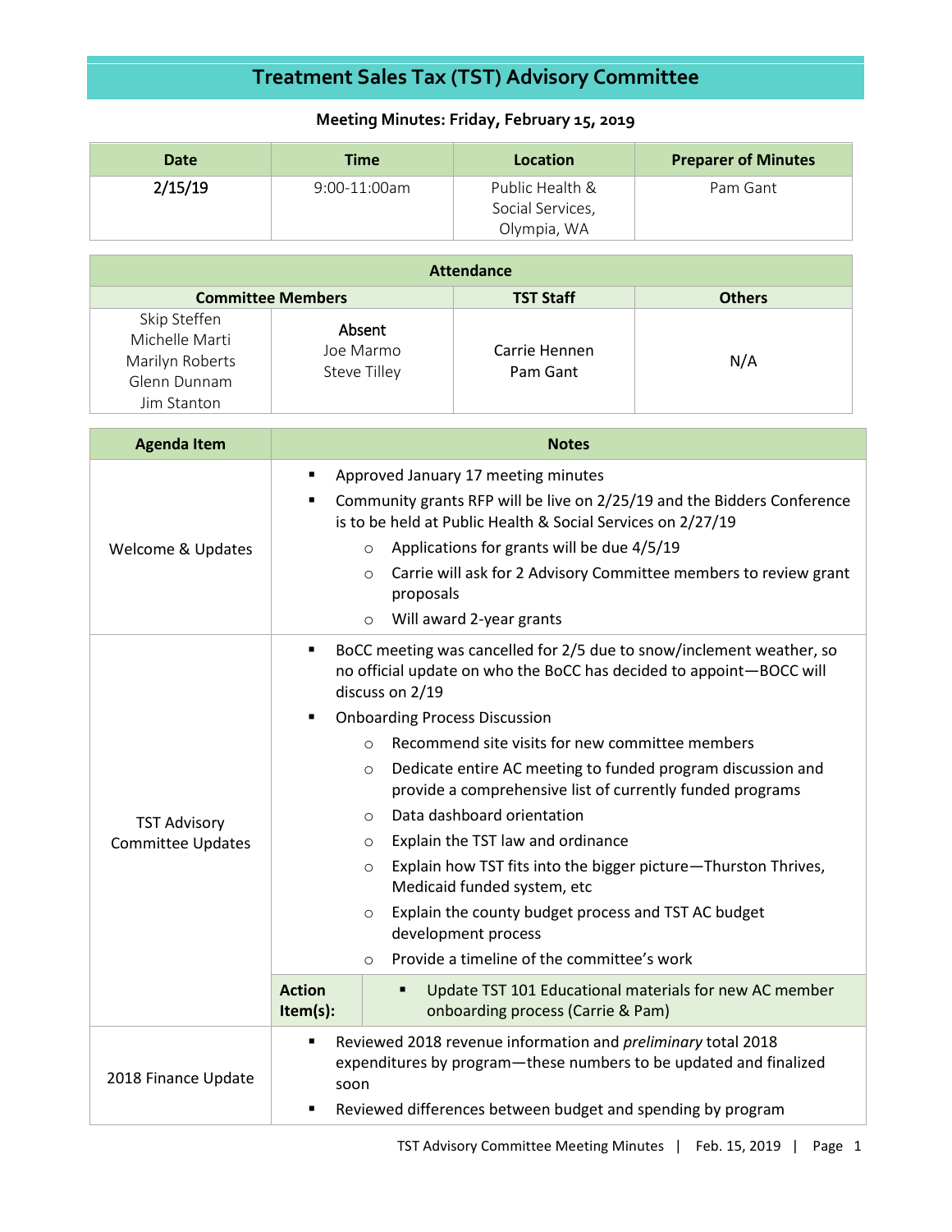# Treatment Sales Tax (TST) Advisory Committee

**Meeting Minutes: Friday, February 15, 2019**

| Date | Time | Location | Preparer of Minutes |
|---|---|---|---|
| 2/15/19 | 9:00-11:00am | Public Health & Social Services, Olympia, WA | Pam Gant |

| Attendance | | | |
|---|---|---|---|
| Committee Members | | TST Staff | Others |
| Skip Steffen<br>Michelle Marti<br>Marilyn Roberts<br>Glenn Dunnam<br>Jim Stanton | **Absent**<br>Joe Marmo<br>Steve Tilley | Carrie Hennen<br>Pam Gant | N/A |

| Agenda Item | Notes |
|---|---|
| Welcome & Updates | ▪ Approved January 17 meeting minutes<br>▪ Community grants RFP will be live on 2/25/19 and the Bidders Conference is to be held at Public Health & Social Services on 2/27/19<br>&nbsp;&nbsp;○ Applications for grants will be due 4/5/19<br>&nbsp;&nbsp;○ Carrie will ask for 2 Advisory Committee members to review grant proposals<br>&nbsp;&nbsp;○ Will award 2-year grants |
| TST Advisory Committee Updates | ▪ BoCC meeting was cancelled for 2/5 due to snow/inclement weather, so no official update on who the BoCC has decided to appoint—BOCC will discuss on 2/19<br>▪ Onboarding Process Discussion<br>&nbsp;&nbsp;○ Recommend site visits for new committee members<br>&nbsp;&nbsp;○ Dedicate entire AC meeting to funded program discussion and provide a comprehensive list of currently funded programs<br>&nbsp;&nbsp;○ Data dashboard orientation<br>&nbsp;&nbsp;○ Explain the TST law and ordinance<br>&nbsp;&nbsp;○ Explain how TST fits into the bigger picture—Thurston Thrives, Medicaid funded system, etc<br>&nbsp;&nbsp;○ Explain the county budget process and TST AC budget development process<br>&nbsp;&nbsp;○ Provide a timeline of the committee's work<br>**Action Item(s):** ▪ Update TST 101 Educational materials for new AC member onboarding process (Carrie & Pam) |
| 2018 Finance Update | ▪ Reviewed 2018 revenue information and *preliminary* total 2018 expenditures by program—these numbers to be updated and finalized soon<br>▪ Reviewed differences between budget and spending by program |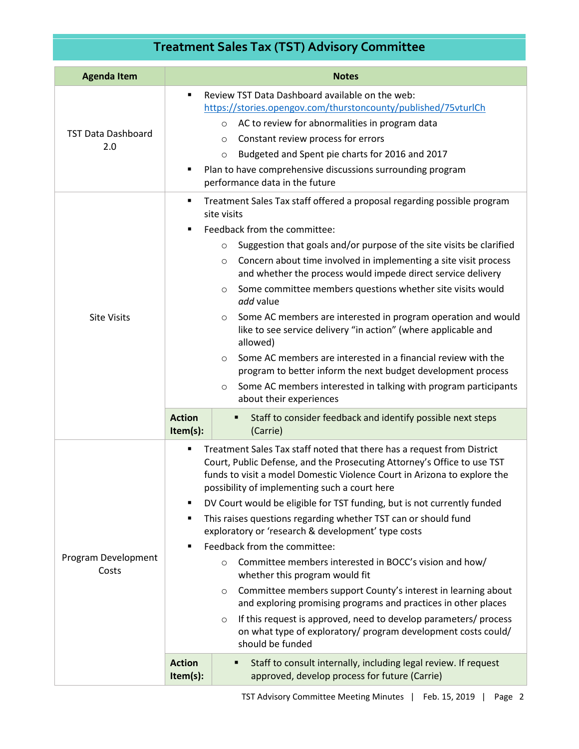## Treatment Sales Tax (TST) Advisory Committee

| Agenda Item | Notes |
|---|---|
| TST Data Dashboard 2.0 | ▪ Review TST Data Dashboard available on the web: https://stories.opengov.com/thurstoncounty/published/75vturlCh<br>  ○ AC to review for abnormalities in program data<br>  ○ Constant review process for errors<br>  ○ Budgeted and Spent pie charts for 2016 and 2017<br>▪ Plan to have comprehensive discussions surrounding program performance data in the future |
| Site Visits | ▪ Treatment Sales Tax staff offered a proposal regarding possible program site visits<br>▪ Feedback from the committee:<br>  ○ Suggestion that goals and/or purpose of the site visits be clarified<br>  ○ Concern about time involved in implementing a site visit process and whether the process would impede direct service delivery<br>  ○ Some committee members questions whether site visits would *add* value<br>  ○ Some AC members are interested in program operation and would like to see service delivery "in action" (where applicable and allowed)<br>  ○ Some AC members are interested in a financial review with the program to better inform the next budget development process<br>  ○ Some AC members interested in talking with program participants about their experiences<br>**Action Item(s):** ▪ Staff to consider feedback and identify possible next steps (Carrie) |
| Program Development Costs | ▪ Treatment Sales Tax staff noted that there has a request from District Court, Public Defense, and the Prosecuting Attorney's Office to use TST funds to visit a model Domestic Violence Court in Arizona to explore the possibility of implementing such a court here<br>▪ DV Court would be eligible for TST funding, but is not currently funded<br>▪ This raises questions regarding whether TST can or should fund exploratory or 'research & development' type costs<br>▪ Feedback from the committee:<br>  ○ Committee members interested in BOCC's vision and how/ whether this program would fit<br>  ○ Committee members support County's interest in learning about and exploring promising programs and practices in other places<br>  ○ If this request is approved, need to develop parameters/ process on what type of exploratory/ program development costs could/ should be funded<br>**Action Item(s):** ▪ Staff to consult internally, including legal review. If request approved, develop process for future (Carrie) |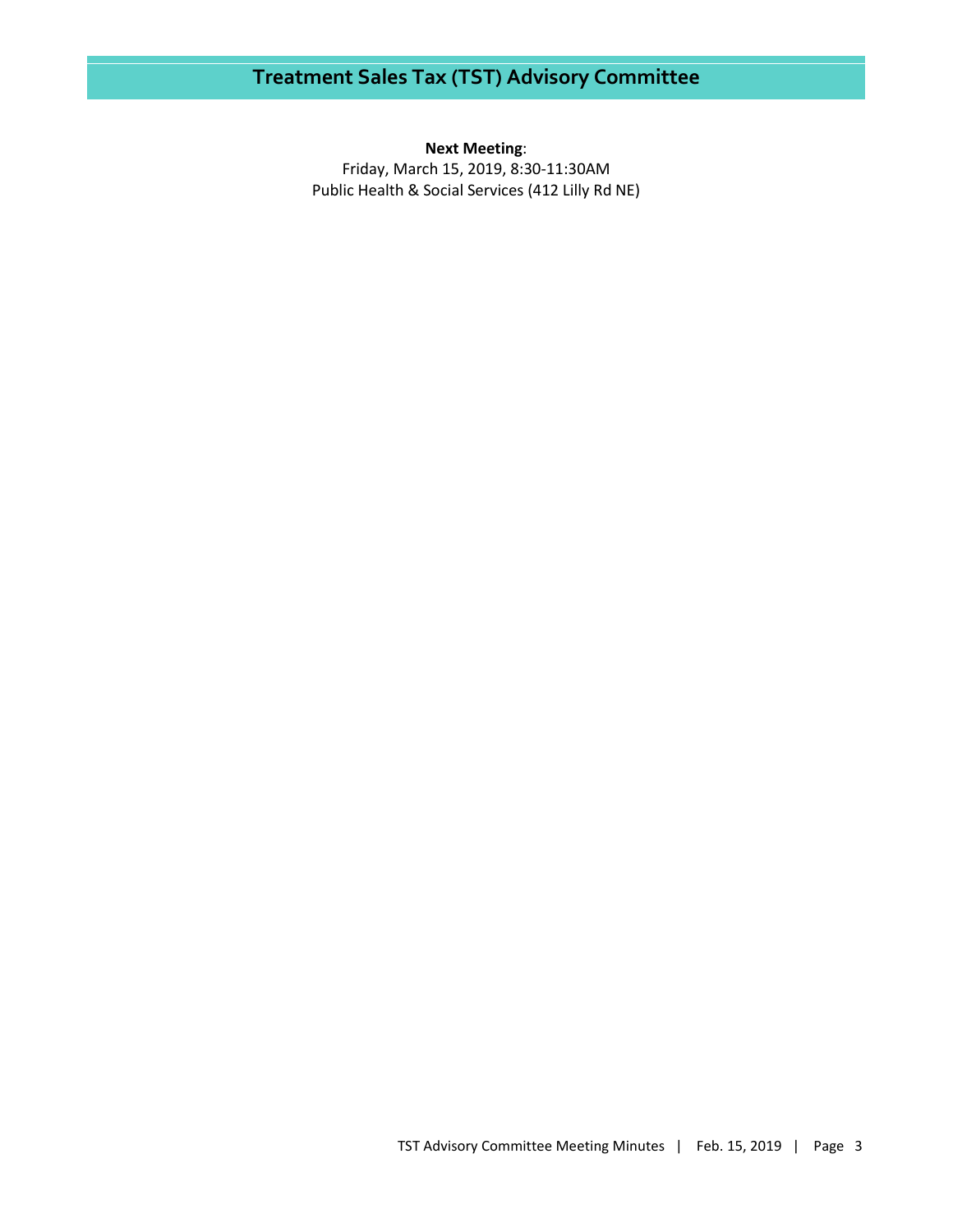# Treatment Sales Tax (TST) Advisory Committee

**Next Meeting**:
Friday, March 15, 2019, 8:30-11:30AM
Public Health & Social Services (412 Lilly Rd NE)